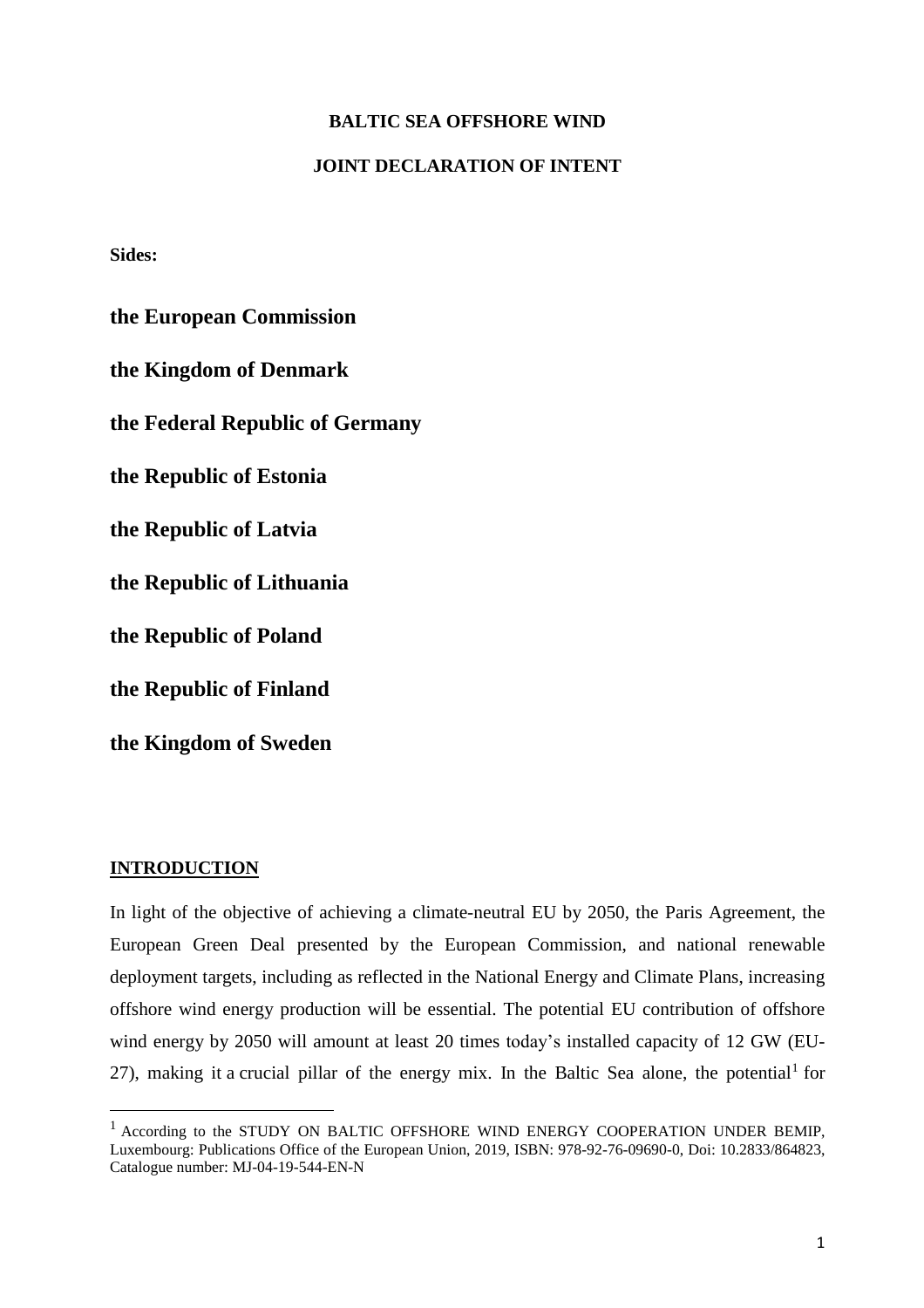# BALTIC SEA OFFSHORE WIND

## JOINT DECLARATION OF INTENT

**Sides:**

**the European Commission**

**the Kingdom of Denmark**

**the Federal Republic of Germany**

**the Republic of Estonia**

**the Republic of Latvia**

**the Republic of Lithuania**

**the Republic of Poland**

**the Republic of Finland**

**the Kingdom of Sweden**

## INTRODUCTION

In light of the objective of achieving a climate-neutral EU by 2050, the Paris Agreement, the European Green Deal presented by the European Commission, and national renewable deployment targets, including as reflected in the National Energy and Climate Plans, increasing offshore wind energy production will be essential. The potential EU contribution of offshore wind energy by 2050 will amount at least 20 times today's installed capacity of 12 GW (EU-27), making it a crucial pillar of the energy mix. In the Baltic Sea alone, the potential[1] for

[1] According to the STUDY ON BALTIC OFFSHORE WIND ENERGY COOPERATION UNDER BEMIP, Luxembourg: Publications Office of the European Union, 2019, ISBN: 978-92-76-09690-0, Doi: 10.2833/864823, Catalogue number: MJ-04-19-544-EN-N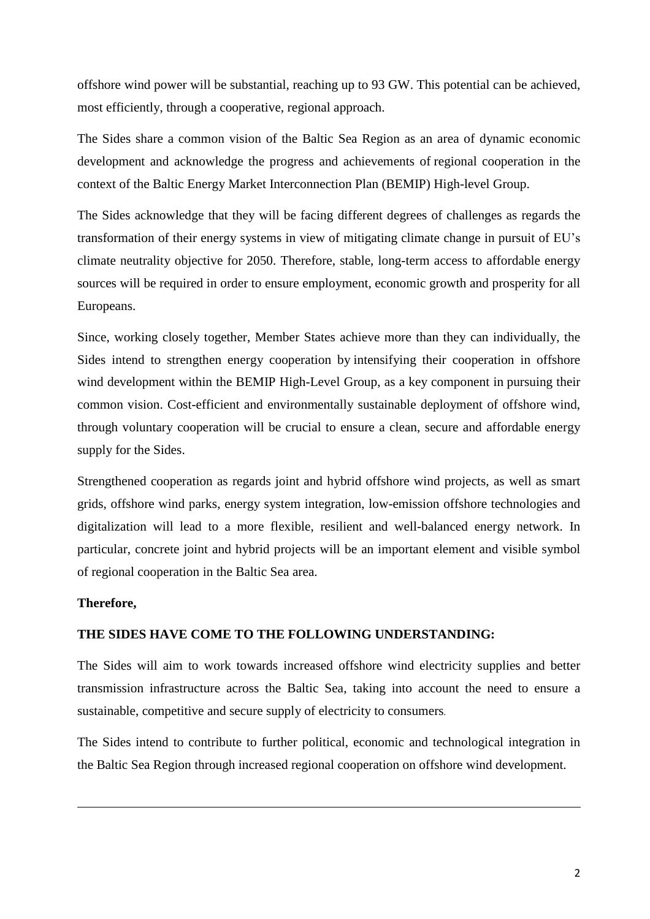offshore wind power will be substantial, reaching up to 93 GW. This potential can be achieved, most efficiently, through a cooperative, regional approach.

The Sides share a common vision of the Baltic Sea Region as an area of dynamic economic development and acknowledge the progress and achievements of regional cooperation in the context of the Baltic Energy Market Interconnection Plan (BEMIP) High-level Group.

The Sides acknowledge that they will be facing different degrees of challenges as regards the transformation of their energy systems in view of mitigating climate change in pursuit of EU's climate neutrality objective for 2050. Therefore, stable, long-term access to affordable energy sources will be required in order to ensure employment, economic growth and prosperity for all Europeans.

Since, working closely together, Member States achieve more than they can individually, the Sides intend to strengthen energy cooperation by intensifying their cooperation in offshore wind development within the BEMIP High-Level Group, as a key component in pursuing their common vision. Cost-efficient and environmentally sustainable deployment of offshore wind, through voluntary cooperation will be crucial to ensure a clean, secure and affordable energy supply for the Sides.

Strengthened cooperation as regards joint and hybrid offshore wind projects, as well as smart grids, offshore wind parks, energy system integration, low-emission offshore technologies and digitalization will lead to a more flexible, resilient and well-balanced energy network. In particular, concrete joint and hybrid projects will be an important element and visible symbol of regional cooperation in the Baltic Sea area.

**Therefore,**

**THE SIDES HAVE COME TO THE FOLLOWING UNDERSTANDING:**

The Sides will aim to work towards increased offshore wind electricity supplies and better transmission infrastructure across the Baltic Sea, taking into account the need to ensure a sustainable, competitive and secure supply of electricity to consumers.

The Sides intend to contribute to further political, economic and technological integration in the Baltic Sea Region through increased regional cooperation on offshore wind development.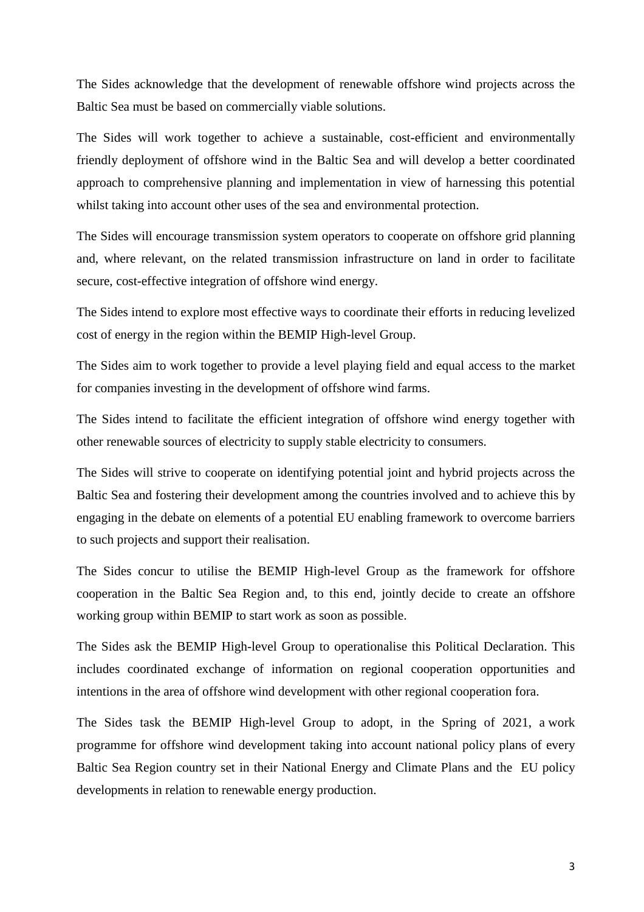The Sides acknowledge that the development of renewable offshore wind projects across the Baltic Sea must be based on commercially viable solutions.

The Sides will work together to achieve a sustainable, cost-efficient and environmentally friendly deployment of offshore wind in the Baltic Sea and will develop a better coordinated approach to comprehensive planning and implementation in view of harnessing this potential whilst taking into account other uses of the sea and environmental protection.

The Sides will encourage transmission system operators to cooperate on offshore grid planning and, where relevant, on the related transmission infrastructure on land in order to facilitate secure, cost-effective integration of offshore wind energy.

The Sides intend to explore most effective ways to coordinate their efforts in reducing levelized cost of energy in the region within the BEMIP High-level Group.

The Sides aim to work together to provide a level playing field and equal access to the market for companies investing in the development of offshore wind farms.

The Sides intend to facilitate the efficient integration of offshore wind energy together with other renewable sources of electricity to supply stable electricity to consumers.

The Sides will strive to cooperate on identifying potential joint and hybrid projects across the Baltic Sea and fostering their development among the countries involved and to achieve this by engaging in the debate on elements of a potential EU enabling framework to overcome barriers to such projects and support their realisation.

The Sides concur to utilise the BEMIP High-level Group as the framework for offshore cooperation in the Baltic Sea Region and, to this end, jointly decide to create an offshore working group within BEMIP to start work as soon as possible.

The Sides ask the BEMIP High-level Group to operationalise this Political Declaration. This includes coordinated exchange of information on regional cooperation opportunities and intentions in the area of offshore wind development with other regional cooperation fora.

The Sides task the BEMIP High-level Group to adopt, in the Spring of 2021, a work programme for offshore wind development taking into account national policy plans of every Baltic Sea Region country set in their National Energy and Climate Plans and the EU policy developments in relation to renewable energy production.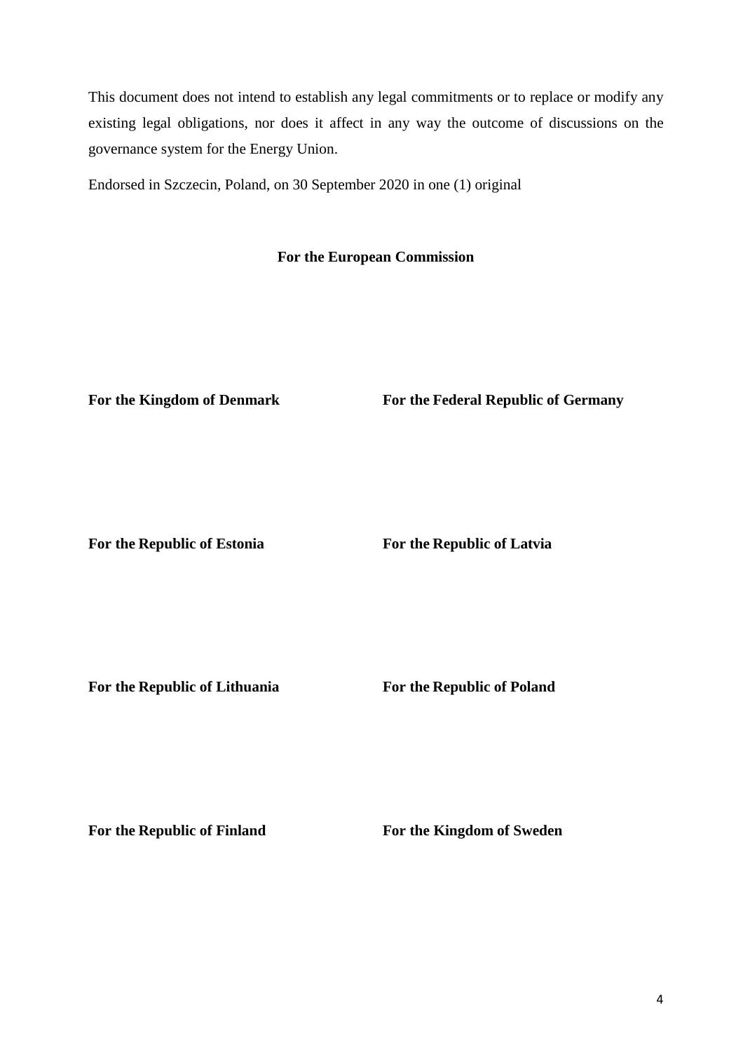This document does not intend to establish any legal commitments or to replace or modify any existing legal obligations, nor does it affect in any way the outcome of discussions on the governance system for the Energy Union.

Endorsed in Szczecin, Poland, on 30 September 2020 in one (1) original

**For the European Commission**

**For the Kingdom of Denmark**

**For the Federal Republic of Germany**

**For the Republic of Estonia**

**For the Republic of Latvia**

**For the Republic of Lithuania**

**For the Republic of Poland**

**For the Republic of Finland**

**For the Kingdom of Sweden**